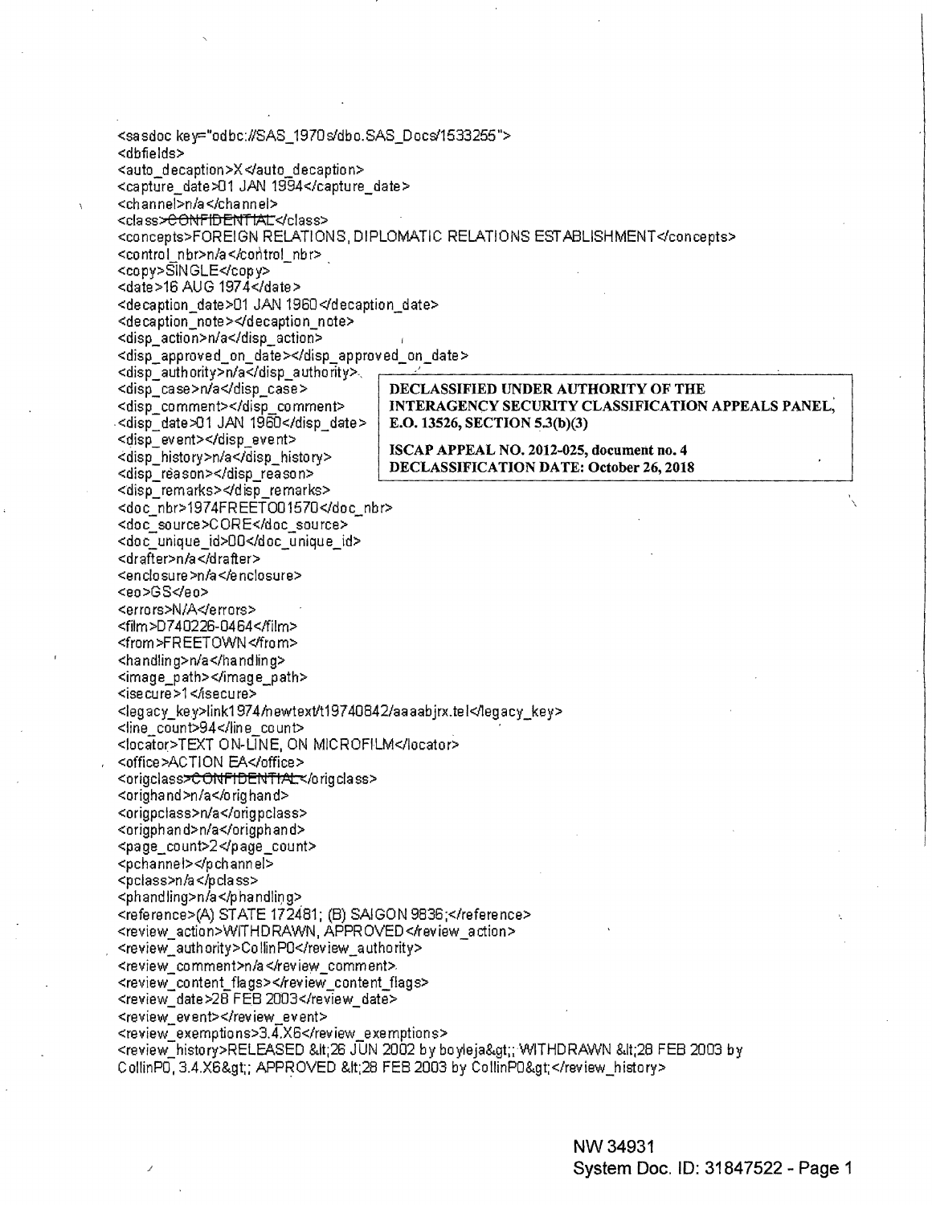```
<sasdoc key="odbc://SAS_1970s/dbo.SAS_Docs/1533255">
<dbfields>
<auto_decaption>X</auto_decaption>
<capture_date>01 JAN 1994</capture_date>
<channel>n/a</channel>
<class>CONFIDENTIAL</class>
<concepts>FOREIGN RELATIONS, DIPLOMATIC RELATIONS ESTABLISHMENT</concepts>
<control_nbr>n/a</control_nbr>
<copy>SINGLE</copy>
<date>16 AUG 1974</date>
<decaption_date>01 JAN 1960</decaption_date>
<decaption_note></decaption_note>
<disp_action>n/a</disp_action>
<disp_approved_on_date></disp_approved_on_date>
<disp_authority>n/a</disp_authority>
<disp_case>n/a</disp_case>
<disp_comment></disp_comment>
<disp_date>01 JAN 1960</disp_date>
<disp_event></disp_event>
<disp_history>n/a</disp_history>
<disp_reason></disp_reason>
<disp_remarks></disp_remarks>
<doc_nbr>1974FREETO01570</doc_nbr>
<doc_source>CORE</doc_source>
<doc_unique_id>00</doc_unique_id>
<drafter>n/a</drafter>
<enclosure>n/a</enclosure>
<eo>GS</eo>
<errors>N/A</errors>
<film>D740226-0464</film>
<from>FREETOWN</from>
<handling>n/a</handling>
<image_path></image_path>
<isecure>1</isecure>
<legacy_key>link1974/newtext/t19740842/aaaabjrx.tel</legacy_key>
<line_count>94</line_count>
<locator>TEXT ON-LINE, ON MICROFILM</locator>
<office>ACTION EA</office>
<origclass>CONFIDENTIAL</origclass>
<orighand>n/a</orighand>
<origpclass>n/a</origpclass>
<origphand>n/a</origphand>
<page_count>2</page_count>
<pchannel></pchannel>
<pclass>n/a</pclass>
<phandling>n/a</phandling>
<reference>(A) STATE 172481; (B) SAIGON 9836;</reference>
<review_action>WITHDRAWN, APPROVED</review_action>
<review_authority>CollinP0</review_authority>
<review_comment>n/a</review_comment>
<review_content_flags></review_content_flags>
<review_date>28 FEB 2003</review_date>
<review_event></review_event>
<review_exemptions>3.4.X6</review_exemptions>
<review_history>RELEASED &lt;26 JUN 2002 by boyleja&gt;; WITHDRAWN &lt;28 FEB 2003 by
CollinP0, 3.4.X6&gt;; APPROVED &lt;28 FEB 2003 by CollinP0&gt;</review_history>
```

**DECLASSIFIED UNDER AUTHORITY OF THE INTERAGENCY SECURITY CLASSIFICATION APPEALS PANEL, E.O. 13526, SECTION 5.3(b)(3)**

**ISCAP APPEAL NO. 2012-025, document no. 4**
**DECLASSIFICATION DATE: October 26, 2018**

NW 34931
System Doc. ID: 31847522 - Page 1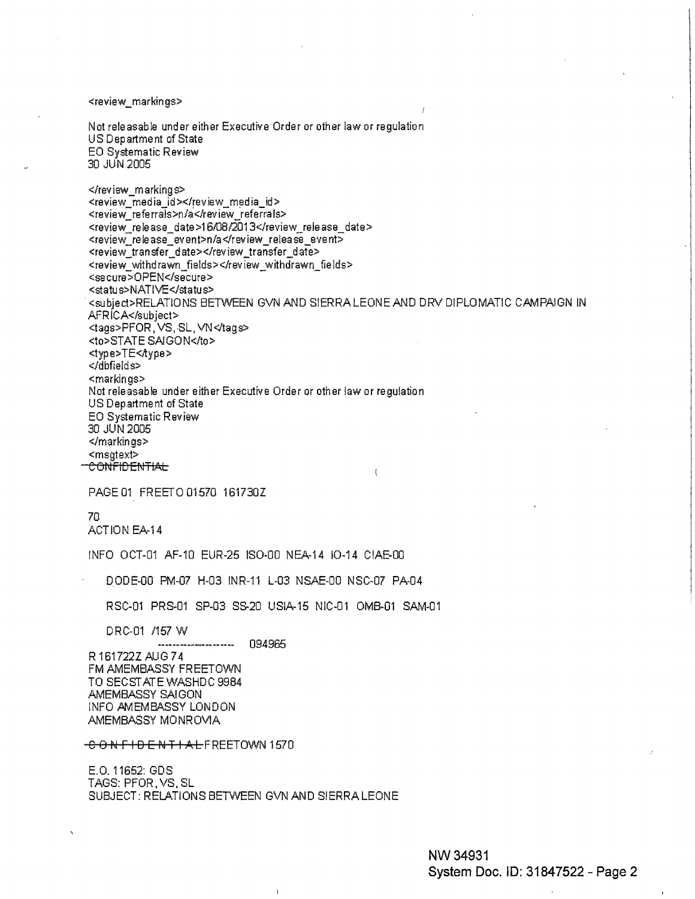<review_markings>

Not releasable under either Executive Order or other law or regulation
US Department of State
EO Systematic Review
30 JUN 2005

</review_markings>
<review_media_id></review_media_id>
<review_referrals>n/a</review_referrals>
<review_release_date>16/08/2013</review_release_date>
<review_release_event>n/a</review_release_event>
<review_transfer_date></review_transfer_date>
<review_withdrawn_fields></review_withdrawn_fields>
<secure>OPEN</secure>
<status>NATIVE</status>
<subject>RELATIONS BETWEEN GVN AND SIERRA LEONE AND DRV DIPLOMATIC CAMPAIGN IN AFRICA</subject>
<tags>PFOR, VS, SL, VN</tags>
<to>STATE SAIGON</to>
<type>TE</type>
</dbfields>
<markings>
Not releasable under either Executive Order or other law or regulation
US Department of State
EO Systematic Review
30 JUN 2005
</markings>
<msgtext>
~~CONFIDENTIAL~~

PAGE 01 FREETO 01570 161730Z

70
ACTION EA-14

INFO OCT-01 AF-10 EUR-25 ISO-00 NEA-14 IO-14 CIAE-00

DODE-00 PM-07 H-03 INR-11 L-03 NSAE-00 NSC-07 PA-04

RSC-01 PRS-01 SP-03 SS-20 USIA-15 NIC-01 OMB-01 SAM-01

DRC-01 /157 W

--------------------- 094965

R 161722Z AUG 74
FM AMEMBASSY FREETOWN
TO SECSTATE WASHDC 9984
AMEMBASSY SAIGON
INFO AMEMBASSY LONDON
AMEMBASSY MONROVIA

~~C O N F I D E N T I A L~~ FREETOWN 1570

E.O. 11652: GDS
TAGS: PFOR, VS, SL
SUBJECT: RELATIONS BETWEEN GVN AND SIERRA LEONE

NW 34931
System Doc. ID: 31847522 - Page 2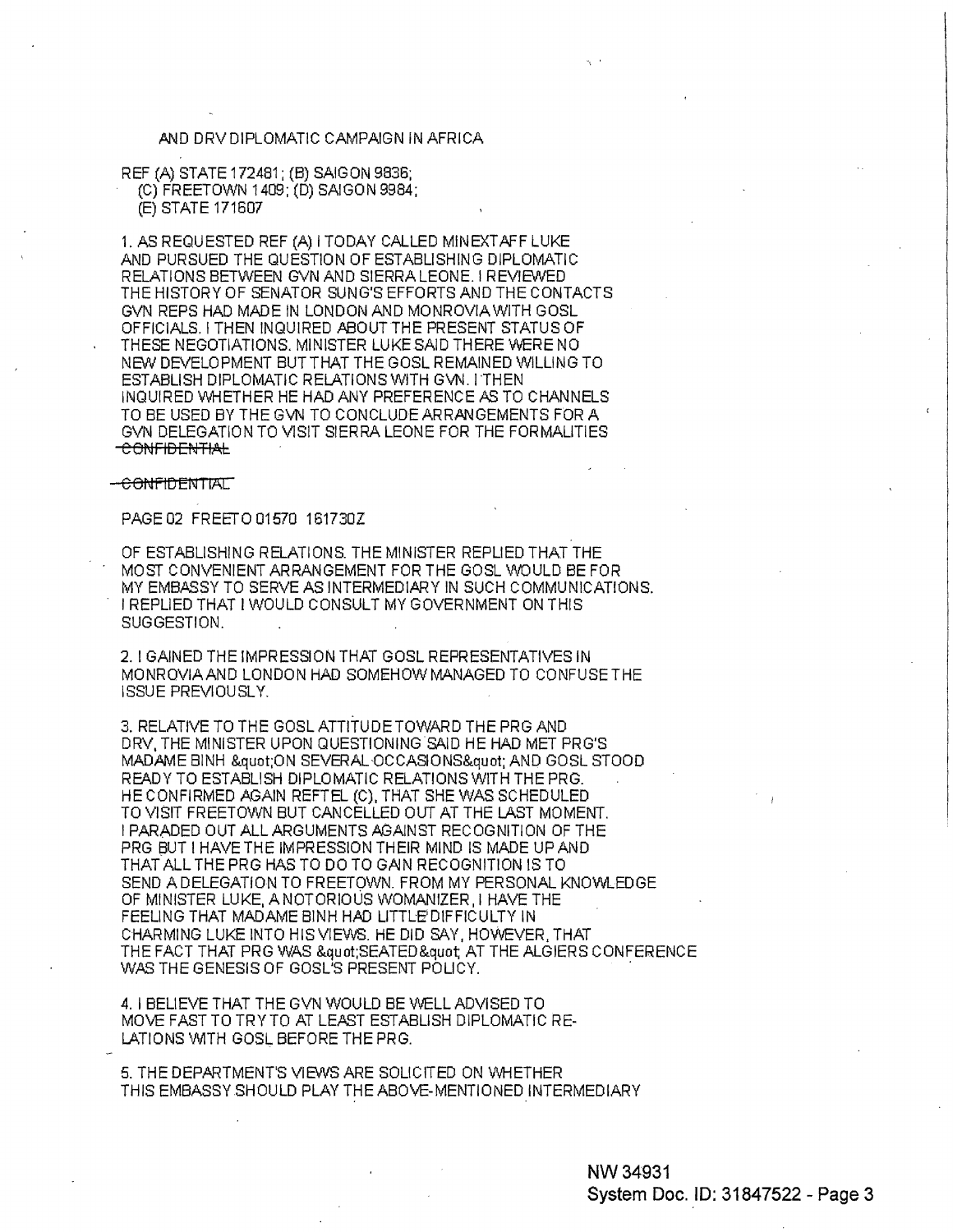AND DRV DIPLOMATIC CAMPAIGN IN AFRICA

REF (A) STATE 172481; (B) SAIGON 9836;
(C) FREETOWN 1409; (D) SAIGON 9984;
(E) STATE 171607

1. AS REQUESTED REF (A) I TODAY CALLED MINEXTAFF LUKE AND PURSUED THE QUESTION OF ESTABLISHING DIPLOMATIC RELATIONS BETWEEN GVN AND SIERRA LEONE. I REVIEWED THE HISTORY OF SENATOR SUNG'S EFFORTS AND THE CONTACTS GVN REPS HAD MADE IN LONDON AND MONROVIA WITH GOSL OFFICIALS. I THEN INQUIRED ABOUT THE PRESENT STATUS OF THESE NEGOTIATIONS. MINISTER LUKE SAID THERE WERE NO NEW DEVELOPMENT BUT THAT THE GOSL REMAINED WILLING TO ESTABLISH DIPLOMATIC RELATIONS WITH GVN. I THEN INQUIRED WHETHER HE HAD ANY PREFERENCE AS TO CHANNELS TO BE USED BY THE GVN TO CONCLUDE ARRANGEMENTS FOR A GVN DELEGATION TO VISIT SIERRA LEONE FOR THE FORMALITIES

~~CONFIDENTIAL~~

~~CONFIDENTIAL~~

PAGE 02 FREETO 01570 161730Z

OF ESTABLISHING RELATIONS. THE MINISTER REPLIED THAT THE MOST CONVENIENT ARRANGEMENT FOR THE GOSL WOULD BE FOR MY EMBASSY TO SERVE AS INTERMEDIARY IN SUCH COMMUNICATIONS. I REPLIED THAT I WOULD CONSULT MY GOVERNMENT ON THIS SUGGESTION.

2. I GAINED THE IMPRESSION THAT GOSL REPRESENTATIVES IN MONROVIA AND LONDON HAD SOMEHOW MANAGED TO CONFUSE THE ISSUE PREVIOUSLY.

3. RELATIVE TO THE GOSL ATTITUDE TOWARD THE PRG AND DRV, THE MINISTER UPON QUESTIONING SAID HE HAD MET PRG'S MADAME BINH &quot;ON SEVERAL OCCASIONS&quot; AND GOSL STOOD READY TO ESTABLISH DIPLOMATIC RELATIONS WITH THE PRG. HE CONFIRMED AGAIN REFTEL (C), THAT SHE WAS SCHEDULED TO VISIT FREETOWN BUT CANCELLED OUT AT THE LAST MOMENT. I PARADED OUT ALL ARGUMENTS AGAINST RECOGNITION OF THE PRG BUT I HAVE THE IMPRESSION THEIR MIND IS MADE UP AND THAT ALL THE PRG HAS TO DO TO GAIN RECOGNITION IS TO SEND A DELEGATION TO FREETOWN. FROM MY PERSONAL KNOWLEDGE OF MINISTER LUKE, A NOTORIOUS WOMANIZER, I HAVE THE FEELING THAT MADAME BINH HAD LITTLE DIFFICULTY IN CHARMING LUKE INTO HIS VIEWS. HE DID SAY, HOWEVER, THAT THE FACT THAT PRG WAS &quot;SEATED&quot; AT THE ALGIERS CONFERENCE WAS THE GENESIS OF GOSL'S PRESENT POLICY.

4. I BELIEVE THAT THE GVN WOULD BE WELL ADVISED TO MOVE FAST TO TRY TO AT LEAST ESTABLISH DIPLOMATIC RELATIONS WITH GOSL BEFORE THE PRG.

5. THE DEPARTMENT'S VIEWS ARE SOLICITED ON WHETHER THIS EMBASSY SHOULD PLAY THE ABOVE-MENTIONED INTERMEDIARY

NW 34931
System Doc. ID: 31847522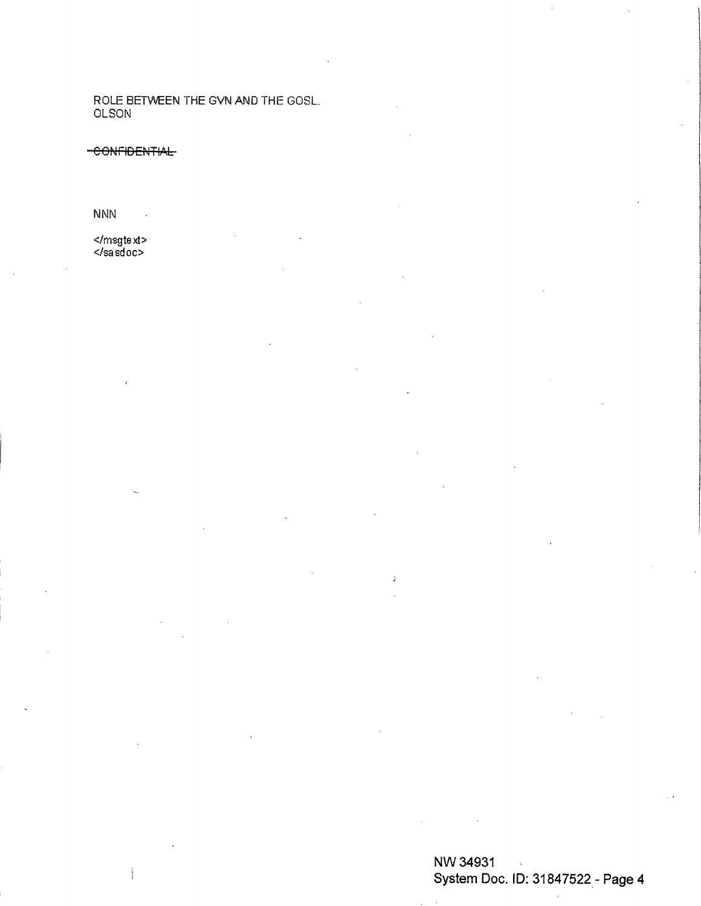ROLE BETWEEN THE GVN AND THE GOSL.
OLSON

~~CONFIDENTIAL~~

NNN

</msgtext>
</sasdoc>

NW 34931
System Doc. ID: 31847522 - Page 4